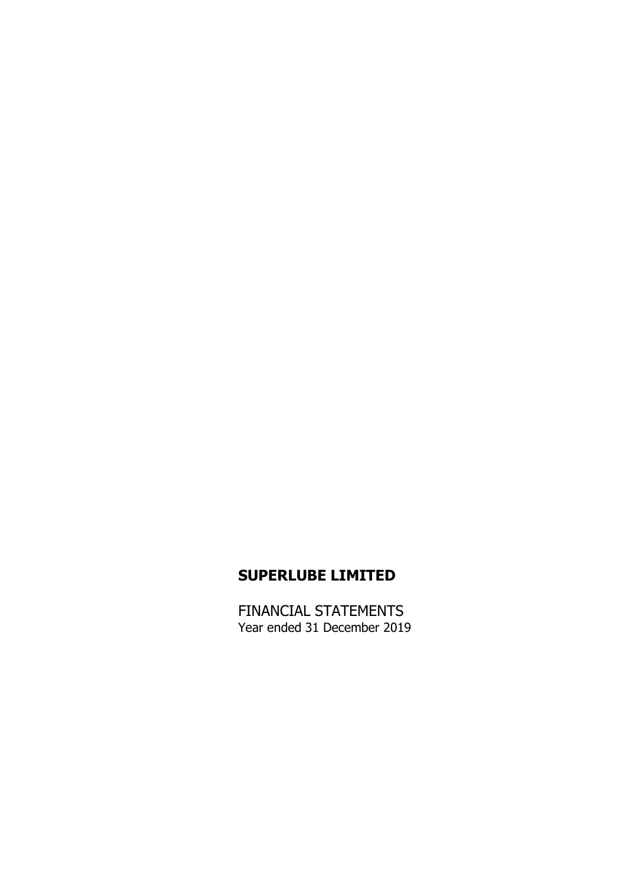# SUPERLUBE LIMITED

FINANCIAL STATEMENTS
Year ended 31 December 2019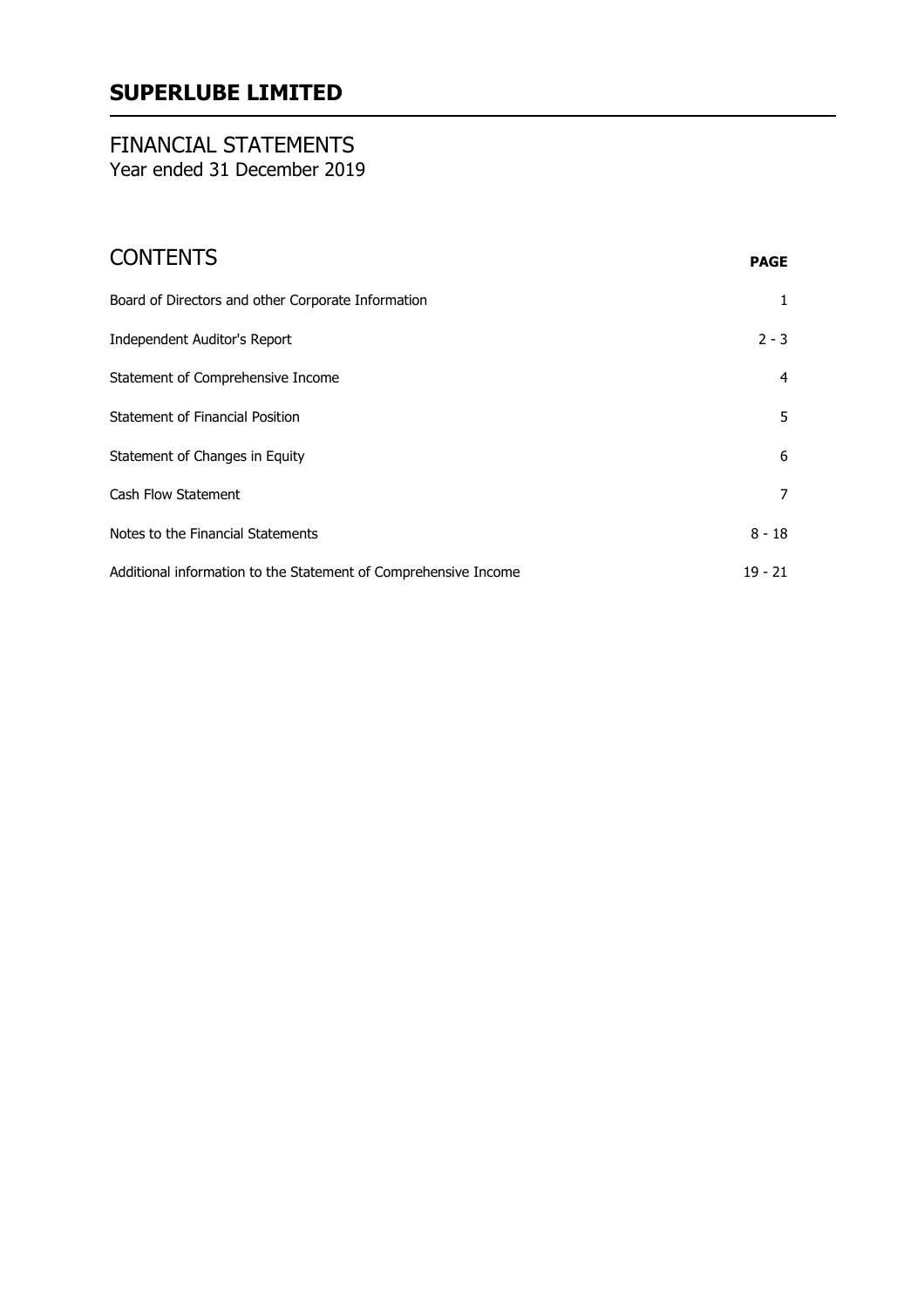# SUPERLUBE LIMITED

## FINANCIAL STATEMENTS
Year ended 31 December 2019

## CONTENTS

| | **PAGE** |
|---|---|
| Board of Directors and other Corporate Information | 1 |
| Independent Auditor's Report | 2 - 3 |
| Statement of Comprehensive Income | 4 |
| Statement of Financial Position | 5 |
| Statement of Changes in Equity | 6 |
| Cash Flow Statement | 7 |
| Notes to the Financial Statements | 8 - 18 |
| Additional information to the Statement of Comprehensive Income | 19 - 21 |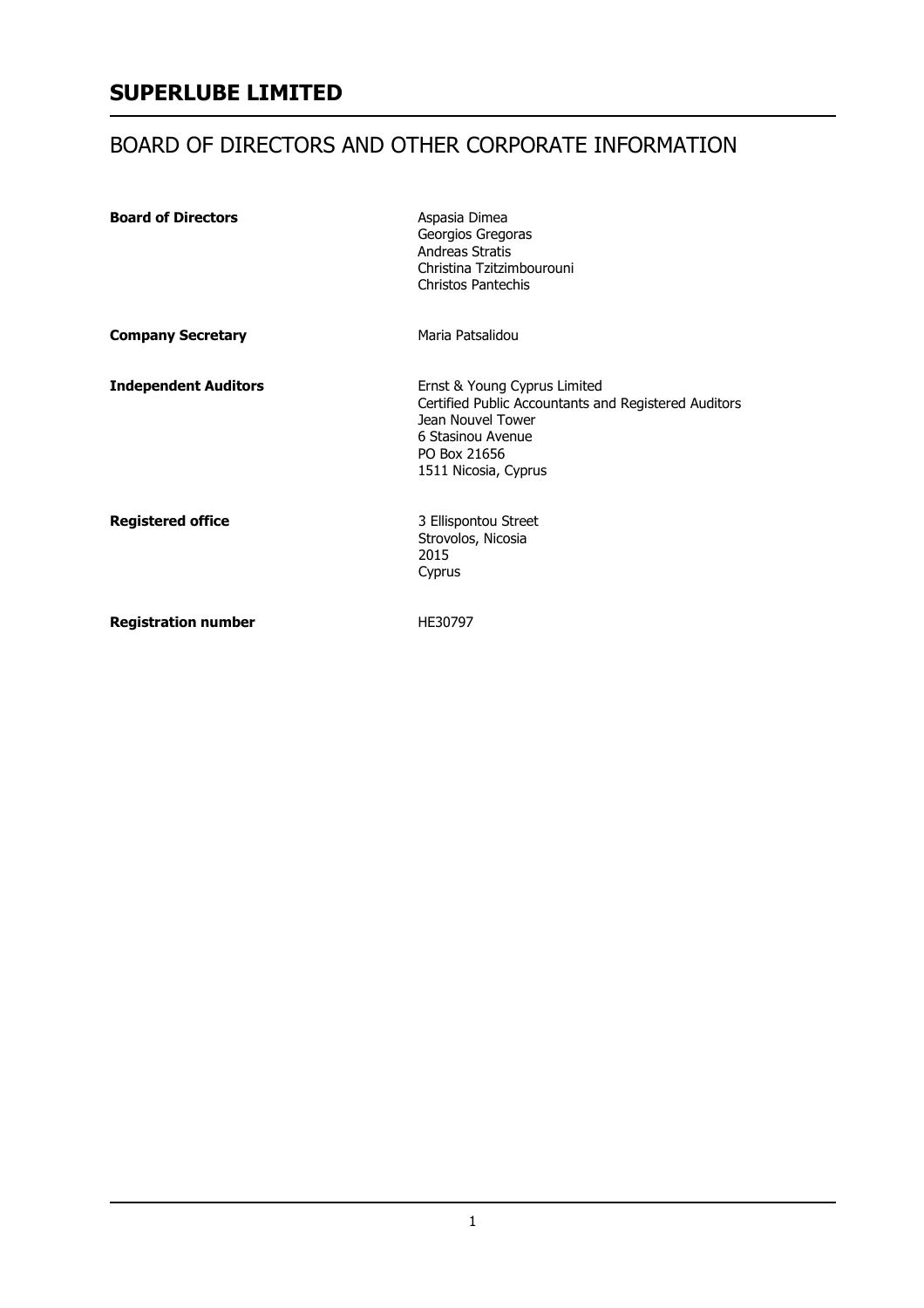# SUPERLUBE LIMITED

## BOARD OF DIRECTORS AND OTHER CORPORATE INFORMATION

| | |
|---|---|
| **Board of Directors** | Aspasia Dimea<br>Georgios Gregoras<br>Andreas Stratis<br>Christina Tzitzimbourouni<br>Christos Pantechis |
| **Company Secretary** | Maria Patsalidou |
| **Independent Auditors** | Ernst & Young Cyprus Limited<br>Certified Public Accountants and Registered Auditors<br>Jean Nouvel Tower<br>6 Stasinou Avenue<br>PO Box 21656<br>1511 Nicosia, Cyprus |
| **Registered office** | 3 Ellispontou Street<br>Strovolos, Nicosia<br>2015<br>Cyprus |
| **Registration number** | HE30797 |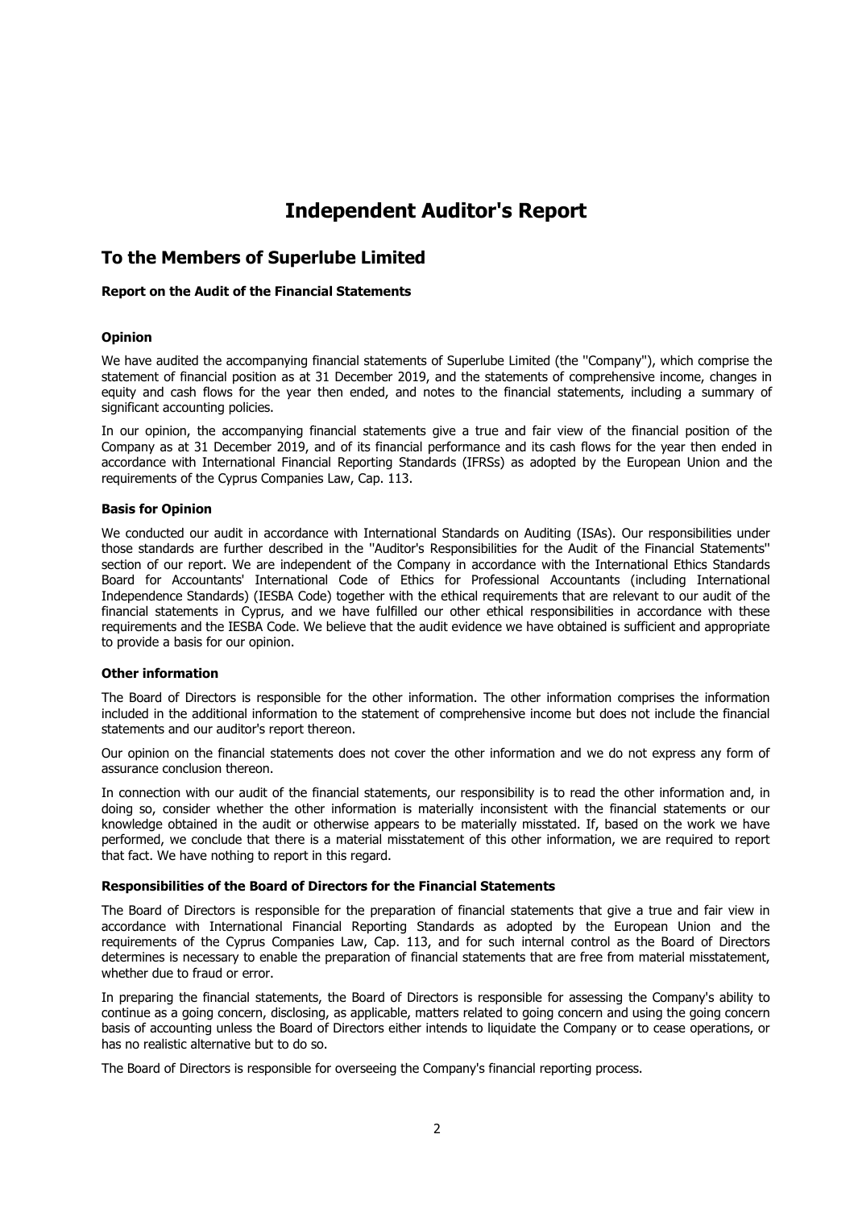# Independent Auditor's Report

## To the Members of Superlube Limited

**Report on the Audit of the Financial Statements**

**Opinion**

We have audited the accompanying financial statements of Superlube Limited (the ''Company''), which comprise the statement of financial position as at 31 December 2019, and the statements of comprehensive income, changes in equity and cash flows for the year then ended, and notes to the financial statements, including a summary of significant accounting policies.

In our opinion, the accompanying financial statements give a true and fair view of the financial position of the Company as at 31 December 2019, and of its financial performance and its cash flows for the year then ended in accordance with International Financial Reporting Standards (IFRSs) as adopted by the European Union and the requirements of the Cyprus Companies Law, Cap. 113.

**Basis for Opinion**

We conducted our audit in accordance with International Standards on Auditing (ISAs). Our responsibilities under those standards are further described in the ''Auditor's Responsibilities for the Audit of the Financial Statements'' section of our report. We are independent of the Company in accordance with the International Ethics Standards Board for Accountants' International Code of Ethics for Professional Accountants (including International Independence Standards) (IESBA Code) together with the ethical requirements that are relevant to our audit of the financial statements in Cyprus, and we have fulfilled our other ethical responsibilities in accordance with these requirements and the IESBA Code. We believe that the audit evidence we have obtained is sufficient and appropriate to provide a basis for our opinion.

**Other information**

The Board of Directors is responsible for the other information. The other information comprises the information included in the additional information to the statement of comprehensive income but does not include the financial statements and our auditor's report thereon.

Our opinion on the financial statements does not cover the other information and we do not express any form of assurance conclusion thereon.

In connection with our audit of the financial statements, our responsibility is to read the other information and, in doing so, consider whether the other information is materially inconsistent with the financial statements or our knowledge obtained in the audit or otherwise appears to be materially misstated. If, based on the work we have performed, we conclude that there is a material misstatement of this other information, we are required to report that fact. We have nothing to report in this regard.

**Responsibilities of the Board of Directors for the Financial Statements**

The Board of Directors is responsible for the preparation of financial statements that give a true and fair view in accordance with International Financial Reporting Standards as adopted by the European Union and the requirements of the Cyprus Companies Law, Cap. 113, and for such internal control as the Board of Directors determines is necessary to enable the preparation of financial statements that are free from material misstatement, whether due to fraud or error.

In preparing the financial statements, the Board of Directors is responsible for assessing the Company's ability to continue as a going concern, disclosing, as applicable, matters related to going concern and using the going concern basis of accounting unless the Board of Directors either intends to liquidate the Company or to cease operations, or has no realistic alternative but to do so.

The Board of Directors is responsible for overseeing the Company's financial reporting process.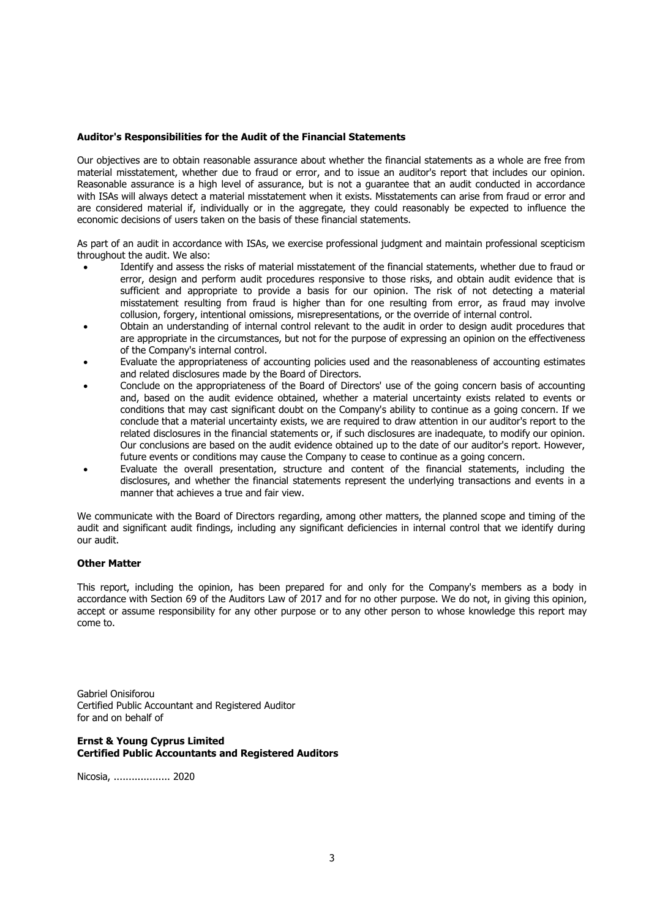**Auditor's Responsibilities for the Audit of the Financial Statements**

Our objectives are to obtain reasonable assurance about whether the financial statements as a whole are free from material misstatement, whether due to fraud or error, and to issue an auditor's report that includes our opinion. Reasonable assurance is a high level of assurance, but is not a guarantee that an audit conducted in accordance with ISAs will always detect a material misstatement when it exists. Misstatements can arise from fraud or error and are considered material if, individually or in the aggregate, they could reasonably be expected to influence the economic decisions of users taken on the basis of these financial statements.

As part of an audit in accordance with ISAs, we exercise professional judgment and maintain professional scepticism throughout the audit. We also:

- Identify and assess the risks of material misstatement of the financial statements, whether due to fraud or error, design and perform audit procedures responsive to those risks, and obtain audit evidence that is sufficient and appropriate to provide a basis for our opinion. The risk of not detecting a material misstatement resulting from fraud is higher than for one resulting from error, as fraud may involve collusion, forgery, intentional omissions, misrepresentations, or the override of internal control.
- Obtain an understanding of internal control relevant to the audit in order to design audit procedures that are appropriate in the circumstances, but not for the purpose of expressing an opinion on the effectiveness of the Company's internal control.
- Evaluate the appropriateness of accounting policies used and the reasonableness of accounting estimates and related disclosures made by the Board of Directors.
- Conclude on the appropriateness of the Board of Directors' use of the going concern basis of accounting and, based on the audit evidence obtained, whether a material uncertainty exists related to events or conditions that may cast significant doubt on the Company's ability to continue as a going concern. If we conclude that a material uncertainty exists, we are required to draw attention in our auditor's report to the related disclosures in the financial statements or, if such disclosures are inadequate, to modify our opinion. Our conclusions are based on the audit evidence obtained up to the date of our auditor's report. However, future events or conditions may cause the Company to cease to continue as a going concern.
- Evaluate the overall presentation, structure and content of the financial statements, including the disclosures, and whether the financial statements represent the underlying transactions and events in a manner that achieves a true and fair view.

We communicate with the Board of Directors regarding, among other matters, the planned scope and timing of the audit and significant audit findings, including any significant deficiencies in internal control that we identify during our audit.

**Other Matter**

This report, including the opinion, has been prepared for and only for the Company's members as a body in accordance with Section 69 of the Auditors Law of 2017 and for no other purpose. We do not, in giving this opinion, accept or assume responsibility for any other purpose or to any other person to whose knowledge this report may come to.

Gabriel Onisiforou
Certified Public Accountant and Registered Auditor
for and on behalf of

**Ernst & Young Cyprus Limited**
**Certified Public Accountants and Registered Auditors**

Nicosia, .................. 2020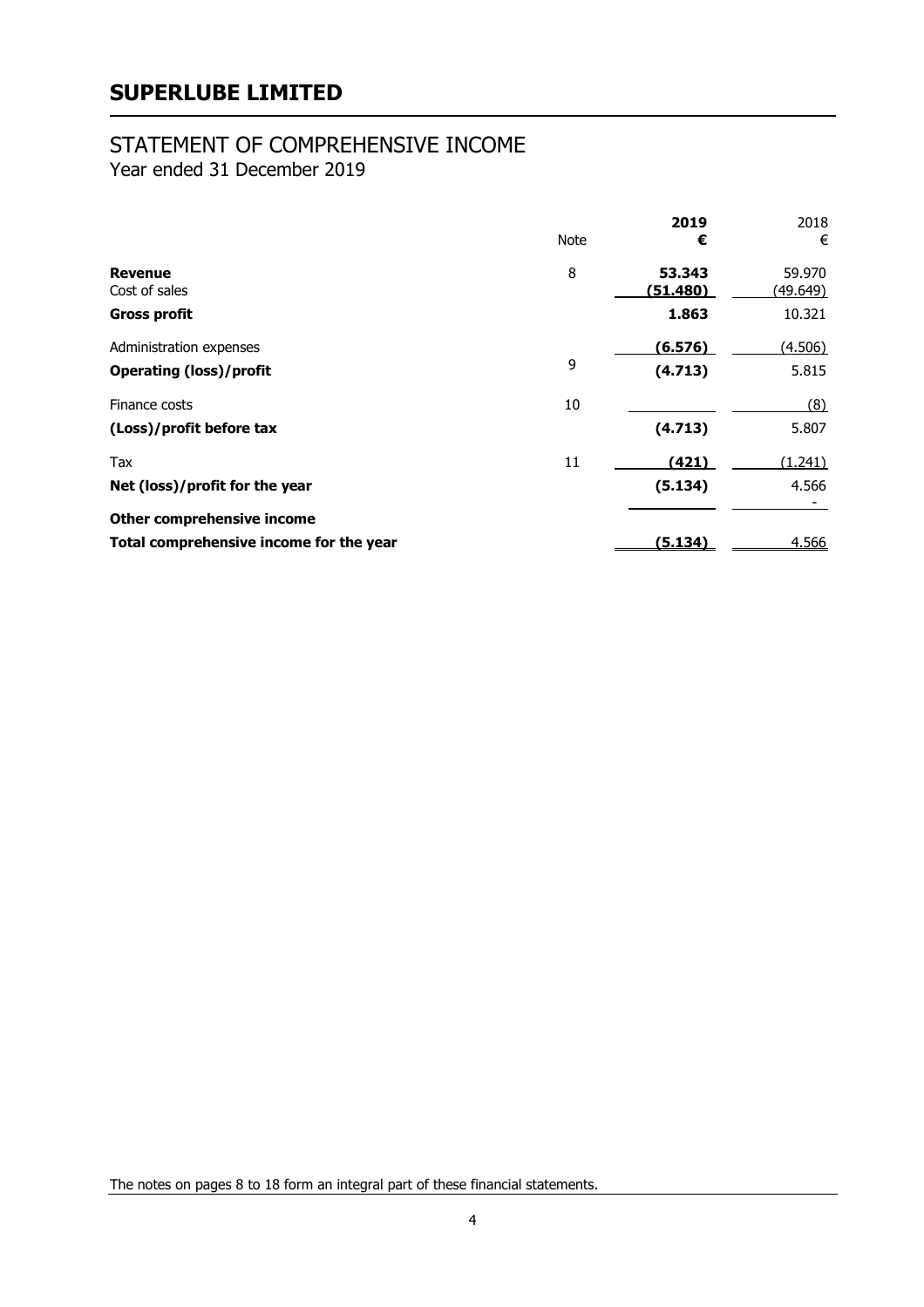# SUPERLUBE LIMITED

## STATEMENT OF COMPREHENSIVE INCOME

Year ended 31 December 2019

| | Note | **2019** **€** | 2018 € |
|---|---|---|---|
| **Revenue** | 8 | **53.343** | 59.970 |
| Cost of sales | | **(51.480)** | (49.649) |
| **Gross profit** | | **1.863** | 10.321 |
| Administration expenses | | **(6.576)** | (4.506) |
| **Operating (loss)/profit** | 9 | **(4.713)** | 5.815 |
| Finance costs | 10 | | (8) |
| **(Loss)/profit before tax** | | **(4.713)** | 5.807 |
| Tax | 11 | **(421)** | (1.241) |
| **Net (loss)/profit for the year** | | **(5.134)** | 4.566 |
| **Other comprehensive income** | | | - |
| **Total comprehensive income for the year** | | **(5.134)** | 4.566 |

The notes on pages 8 to 18 form an integral part of these financial statements.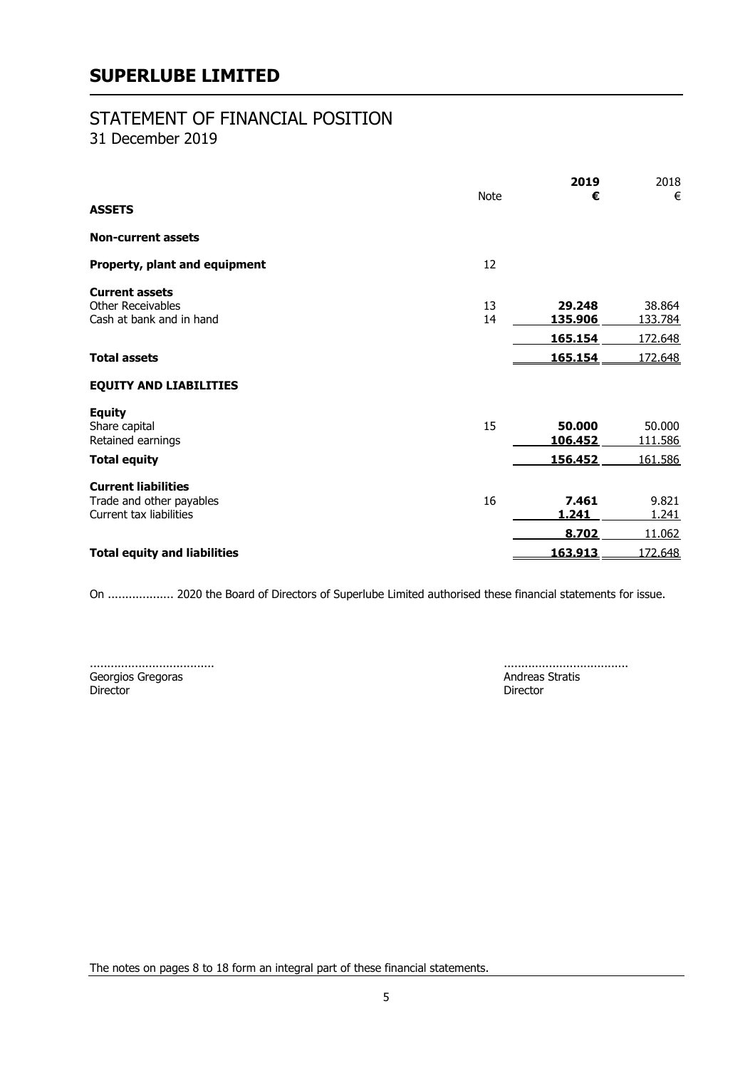# SUPERLUBE LIMITED

## STATEMENT OF FINANCIAL POSITION

31 December 2019

| | Note | **2019** **€** | 2018 € |
|---|---|---|---|
| **ASSETS** | | | |
| **Non-current assets** | | | |
| **Property, plant and equipment** | 12 | | |
| **Current assets** | | | |
| Other Receivables | 13 | **29.248** | 38.864 |
| Cash at bank and in hand | 14 | **135.906** | 133.784 |
| | | **165.154** | 172.648 |
| **Total assets** | | **165.154** | 172.648 |
| **EQUITY AND LIABILITIES** | | | |
| **Equity** | | | |
| Share capital | 15 | **50.000** | 50.000 |
| Retained earnings | | **106.452** | 111.586 |
| **Total equity** | | **156.452** | 161.586 |
| **Current liabilities** | | | |
| Trade and other payables | 16 | **7.461** | 9.821 |
| Current tax liabilities | | **1.241** | 1.241 |
| | | **8.702** | 11.062 |
| **Total equity and liabilities** | | **163.913** | 172.648 |

On .................. 2020 the Board of Directors of Superlube Limited authorised these financial statements for issue.

| | |
|---|---|
| .................................... | .................................... |
| Georgios Gregoras | Andreas Stratis |
| Director | Director |

The notes on pages 8 to 18 form an integral part of these financial statements.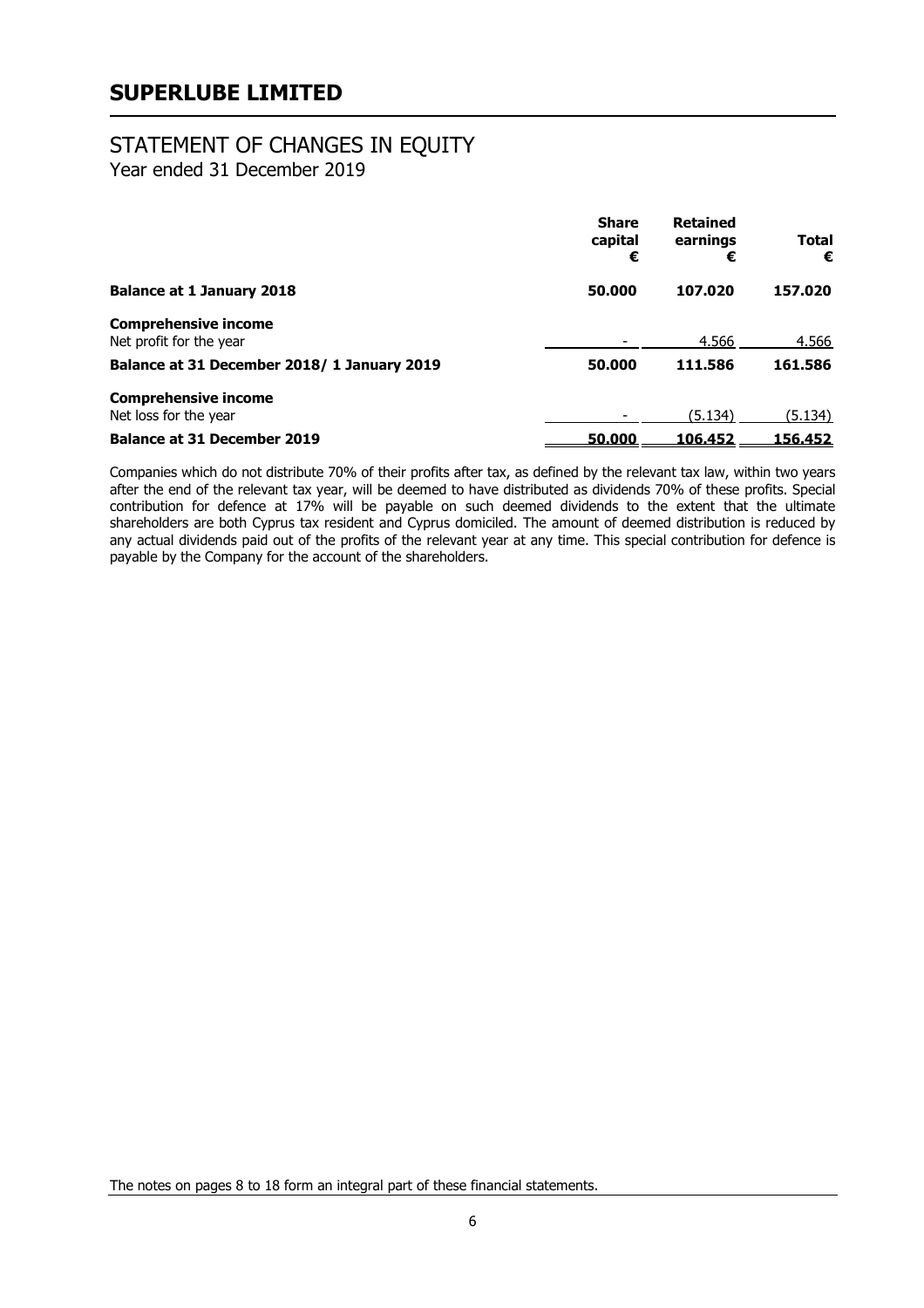# SUPERLUBE LIMITED

## STATEMENT OF CHANGES IN EQUITY

Year ended 31 December 2019

| | Share capital € | Retained earnings € | Total € |
|---|---|---|---|
| **Balance at 1 January 2018** | **50.000** | **107.020** | **157.020** |
| **Comprehensive income** | | | |
| Net profit for the year | - | 4.566 | 4.566 |
| **Balance at 31 December 2018/ 1 January 2019** | **50.000** | **111.586** | **161.586** |
| **Comprehensive income** | | | |
| Net loss for the year | - | (5.134) | (5.134) |
| **Balance at 31 December 2019** | **50.000** | **106.452** | **156.452** |

Companies which do not distribute 70% of their profits after tax, as defined by the relevant tax law, within two years after the end of the relevant tax year, will be deemed to have distributed as dividends 70% of these profits. Special contribution for defence at 17% will be payable on such deemed dividends to the extent that the ultimate shareholders are both Cyprus tax resident and Cyprus domiciled. The amount of deemed distribution is reduced by any actual dividends paid out of the profits of the relevant year at any time. This special contribution for defence is payable by the Company for the account of the shareholders.

The notes on pages 8 to 18 form an integral part of these financial statements.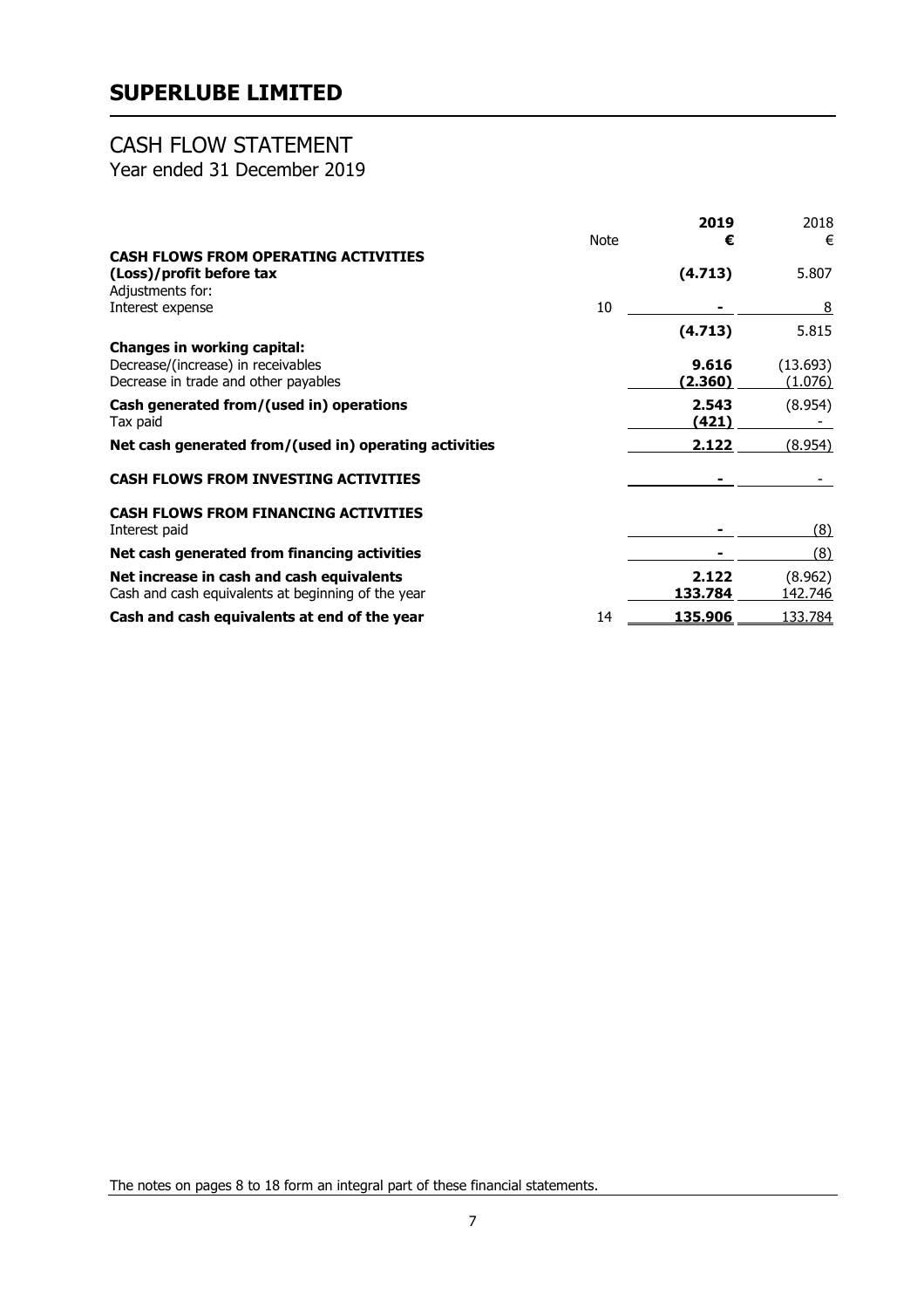# SUPERLUBE LIMITED

## CASH FLOW STATEMENT

Year ended 31 December 2019

| | Note | **2019** | 2018 |
|---|---|---|---|
| | | **€** | € |
| **CASH FLOWS FROM OPERATING ACTIVITIES** | | | |
| **(Loss)/profit before tax** | | **(4.713)** | 5.807 |
| Adjustments for: | | | |
| Interest expense | 10 | **-** | 8 |
| | | **(4.713)** | 5.815 |
| **Changes in working capital:** | | | |
| Decrease/(increase) in receivables | | **9.616** | (13.693) |
| Decrease in trade and other payables | | **(2.360)** | (1.076) |
| **Cash generated from/(used in) operations** | | **2.543** | (8.954) |
| Tax paid | | **(421)** | - |
| **Net cash generated from/(used in) operating activities** | | **2.122** | (8.954) |
| **CASH FLOWS FROM INVESTING ACTIVITIES** | | **-** | - |
| **CASH FLOWS FROM FINANCING ACTIVITIES** | | | |
| Interest paid | | **-** | (8) |
| **Net cash generated from financing activities** | | **-** | (8) |
| **Net increase in cash and cash equivalents** | | **2.122** | (8.962) |
| Cash and cash equivalents at beginning of the year | | **133.784** | 142.746 |
| **Cash and cash equivalents at end of the year** | 14 | **135.906** | 133.784 |

The notes on pages 8 to 18 form an integral part of these financial statements.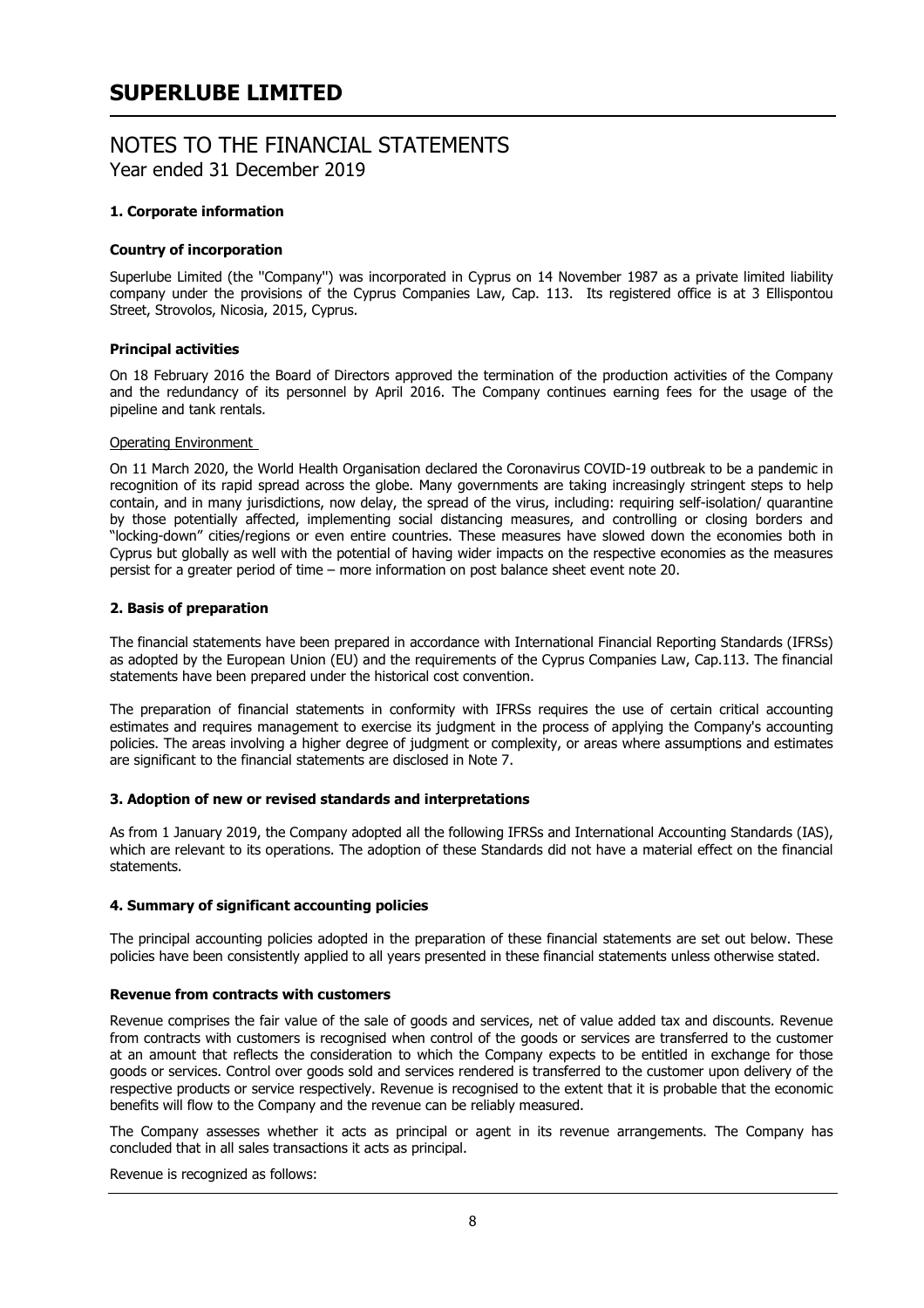# SUPERLUBE LIMITED

## NOTES TO THE FINANCIAL STATEMENTS
Year ended 31 December 2019

### 1. Corporate information

**Country of incorporation**

Superlube Limited (the ''Company'') was incorporated in Cyprus on 14 November 1987 as a private limited liability company under the provisions of the Cyprus Companies Law, Cap. 113. Its registered office is at 3 Ellispontou Street, Strovolos, Nicosia, 2015, Cyprus.

**Principal activities**

On 18 February 2016 the Board of Directors approved the termination of the production activities of the Company and the redundancy of its personnel by April 2016. The Company continues earning fees for the usage of the pipeline and tank rentals.

Operating Environment

On 11 March 2020, the World Health Organisation declared the Coronavirus COVID-19 outbreak to be a pandemic in recognition of its rapid spread across the globe. Many governments are taking increasingly stringent steps to help contain, and in many jurisdictions, now delay, the spread of the virus, including: requiring self-isolation/ quarantine by those potentially affected, implementing social distancing measures, and controlling or closing borders and "locking-down" cities/regions or even entire countries. These measures have slowed down the economies both in Cyprus but globally as well with the potential of having wider impacts on the respective economies as the measures persist for a greater period of time – more information on post balance sheet event note 20.

### 2. Basis of preparation

The financial statements have been prepared in accordance with International Financial Reporting Standards (IFRSs) as adopted by the European Union (EU) and the requirements of the Cyprus Companies Law, Cap.113. The financial statements have been prepared under the historical cost convention.

The preparation of financial statements in conformity with IFRSs requires the use of certain critical accounting estimates and requires management to exercise its judgment in the process of applying the Company's accounting policies. The areas involving a higher degree of judgment or complexity, or areas where assumptions and estimates are significant to the financial statements are disclosed in Note 7.

### 3. Adoption of new or revised standards and interpretations

As from 1 January 2019, the Company adopted all the following IFRSs and International Accounting Standards (IAS), which are relevant to its operations. The adoption of these Standards did not have a material effect on the financial statements.

### 4. Summary of significant accounting policies

The principal accounting policies adopted in the preparation of these financial statements are set out below. These policies have been consistently applied to all years presented in these financial statements unless otherwise stated.

**Revenue from contracts with customers**

Revenue comprises the fair value of the sale of goods and services, net of value added tax and discounts. Revenue from contracts with customers is recognised when control of the goods or services are transferred to the customer at an amount that reflects the consideration to which the Company expects to be entitled in exchange for those goods or services. Control over goods sold and services rendered is transferred to the customer upon delivery of the respective products or service respectively. Revenue is recognised to the extent that it is probable that the economic benefits will flow to the Company and the revenue can be reliably measured.

The Company assesses whether it acts as principal or agent in its revenue arrangements. The Company has concluded that in all sales transactions it acts as principal.

Revenue is recognized as follows: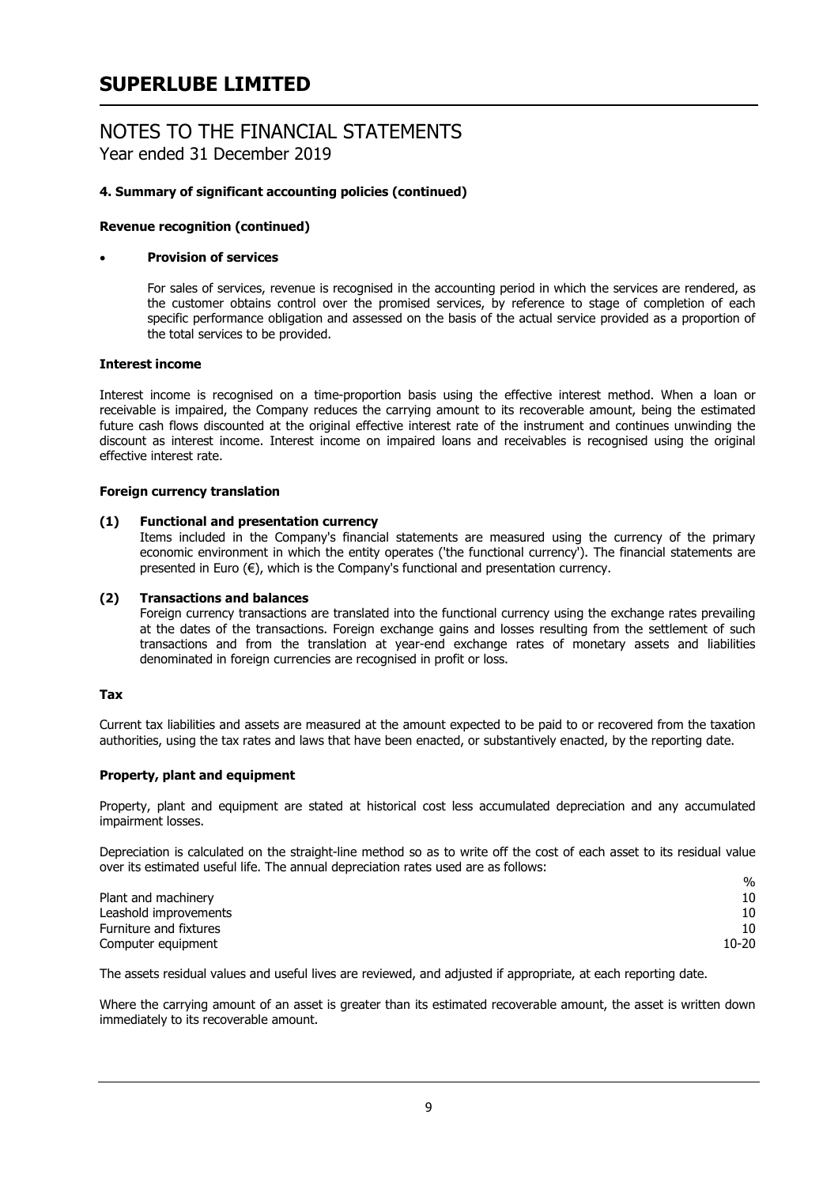# SUPERLUBE LIMITED

## NOTES TO THE FINANCIAL STATEMENTS
Year ended 31 December 2019

**4. Summary of significant accounting policies (continued)**

**Revenue recognition (continued)**

- **Provision of services**

  For sales of services, revenue is recognised in the accounting period in which the services are rendered, as the customer obtains control over the promised services, by reference to stage of completion of each specific performance obligation and assessed on the basis of the actual service provided as a proportion of the total services to be provided.

**Interest income**

Interest income is recognised on a time-proportion basis using the effective interest method. When a loan or receivable is impaired, the Company reduces the carrying amount to its recoverable amount, being the estimated future cash flows discounted at the original effective interest rate of the instrument and continues unwinding the discount as interest income. Interest income on impaired loans and receivables is recognised using the original effective interest rate.

**Foreign currency translation**

**(1) Functional and presentation currency**
Items included in the Company's financial statements are measured using the currency of the primary economic environment in which the entity operates ('the functional currency'). The financial statements are presented in Euro (€), which is the Company's functional and presentation currency.

**(2) Transactions and balances**
Foreign currency transactions are translated into the functional currency using the exchange rates prevailing at the dates of the transactions. Foreign exchange gains and losses resulting from the settlement of such transactions and from the translation at year-end exchange rates of monetary assets and liabilities denominated in foreign currencies are recognised in profit or loss.

**Tax**

Current tax liabilities and assets are measured at the amount expected to be paid to or recovered from the taxation authorities, using the tax rates and laws that have been enacted, or substantively enacted, by the reporting date.

**Property, plant and equipment**

Property, plant and equipment are stated at historical cost less accumulated depreciation and any accumulated impairment losses.

Depreciation is calculated on the straight-line method so as to write off the cost of each asset to its residual value over its estimated useful life. The annual depreciation rates used are as follows:

| | % |
|---|---|
| Plant and machinery | 10 |
| Leashold improvements | 10 |
| Furniture and fixtures | 10 |
| Computer equipment | 10-20 |

The assets residual values and useful lives are reviewed, and adjusted if appropriate, at each reporting date.

Where the carrying amount of an asset is greater than its estimated recoverable amount, the asset is written down immediately to its recoverable amount.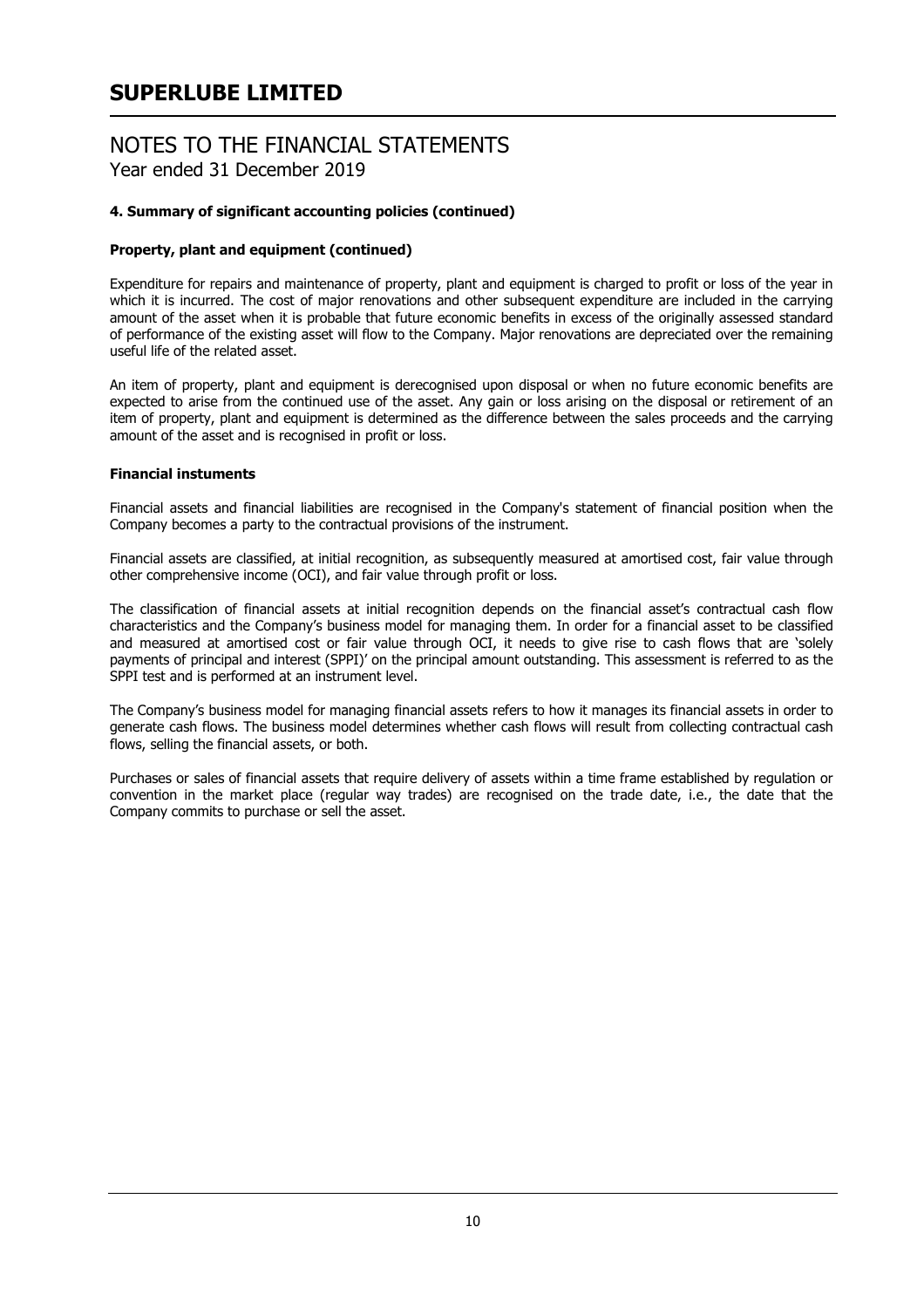# SUPERLUBE LIMITED

## NOTES TO THE FINANCIAL STATEMENTS

Year ended 31 December 2019

### 4. Summary of significant accounting policies (continued)

**Property, plant and equipment (continued)**

Expenditure for repairs and maintenance of property, plant and equipment is charged to profit or loss of the year in which it is incurred. The cost of major renovations and other subsequent expenditure are included in the carrying amount of the asset when it is probable that future economic benefits in excess of the originally assessed standard of performance of the existing asset will flow to the Company. Major renovations are depreciated over the remaining useful life of the related asset.

An item of property, plant and equipment is derecognised upon disposal or when no future economic benefits are expected to arise from the continued use of the asset. Any gain or loss arising on the disposal or retirement of an item of property, plant and equipment is determined as the difference between the sales proceeds and the carrying amount of the asset and is recognised in profit or loss.

**Financial instuments**

Financial assets and financial liabilities are recognised in the Company's statement of financial position when the Company becomes a party to the contractual provisions of the instrument.

Financial assets are classified, at initial recognition, as subsequently measured at amortised cost, fair value through other comprehensive income (OCI), and fair value through profit or loss.

The classification of financial assets at initial recognition depends on the financial asset's contractual cash flow characteristics and the Company's business model for managing them. In order for a financial asset to be classified and measured at amortised cost or fair value through OCI, it needs to give rise to cash flows that are 'solely payments of principal and interest (SPPI)' on the principal amount outstanding. This assessment is referred to as the SPPI test and is performed at an instrument level.

The Company's business model for managing financial assets refers to how it manages its financial assets in order to generate cash flows. The business model determines whether cash flows will result from collecting contractual cash flows, selling the financial assets, or both.

Purchases or sales of financial assets that require delivery of assets within a time frame established by regulation or convention in the market place (regular way trades) are recognised on the trade date, i.e., the date that the Company commits to purchase or sell the asset.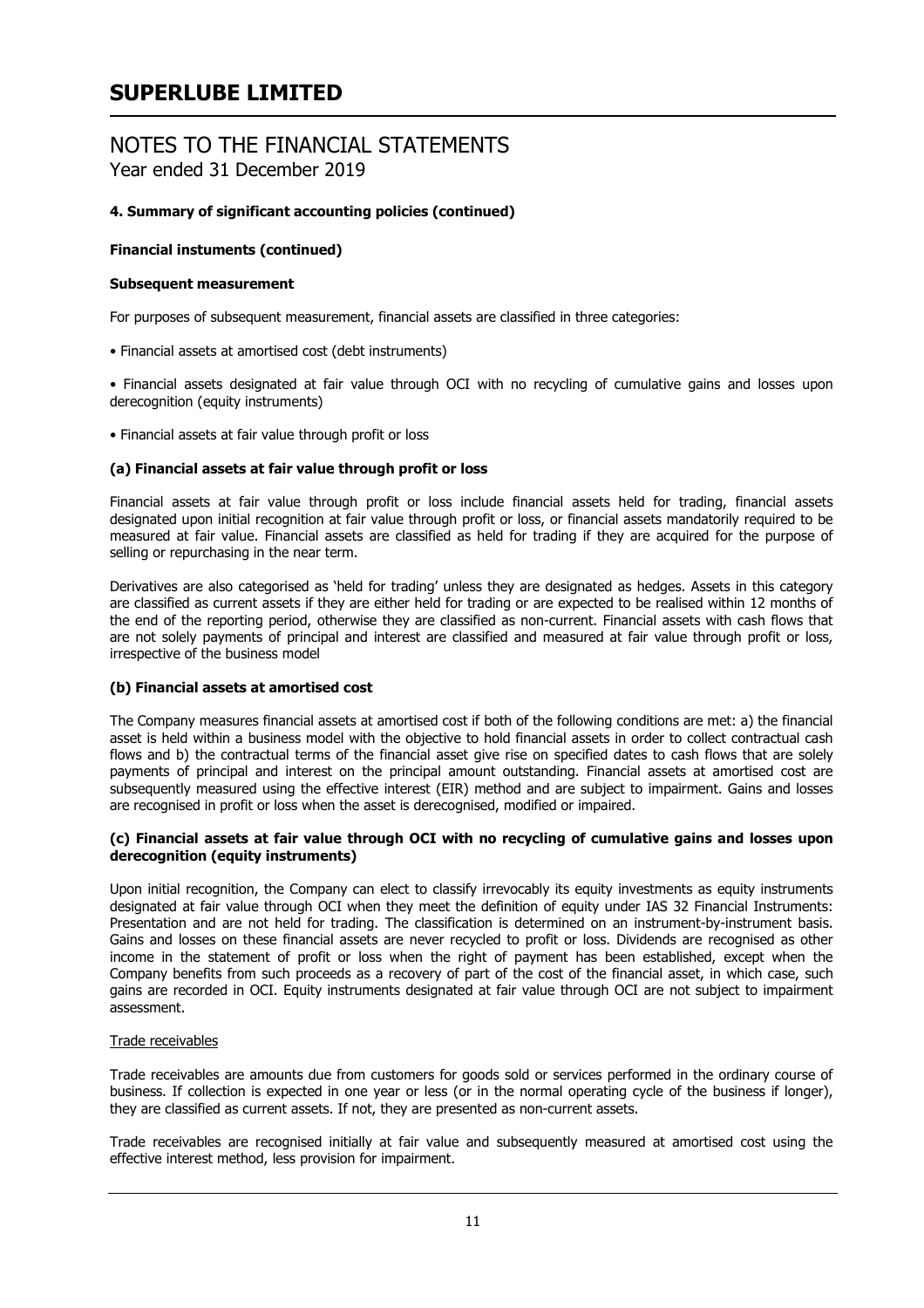## 4. Summary of significant accounting policies (continued)

### Financial instuments (continued)

#### Subsequent measurement

For purposes of subsequent measurement, financial assets are classified in three categories:

- Financial assets at amortised cost (debt instruments)
- Financial assets designated at fair value through OCI with no recycling of cumulative gains and losses upon derecognition (equity instruments)
- Financial assets at fair value through profit or loss

#### (a) Financial assets at fair value through profit or loss

Financial assets at fair value through profit or loss include financial assets held for trading, financial assets designated upon initial recognition at fair value through profit or loss, or financial assets mandatorily required to be measured at fair value. Financial assets are classified as held for trading if they are acquired for the purpose of selling or repurchasing in the near term.

Derivatives are also categorised as 'held for trading' unless they are designated as hedges. Assets in this category are classified as current assets if they are either held for trading or are expected to be realised within 12 months of the end of the reporting period, otherwise they are classified as non-current. Financial assets with cash flows that are not solely payments of principal and interest are classified and measured at fair value through profit or loss, irrespective of the business model

#### (b) Financial assets at amortised cost

The Company measures financial assets at amortised cost if both of the following conditions are met: a) the financial asset is held within a business model with the objective to hold financial assets in order to collect contractual cash flows and b) the contractual terms of the financial asset give rise on specified dates to cash flows that are solely payments of principal and interest on the principal amount outstanding. Financial assets at amortised cost are subsequently measured using the effective interest (EIR) method and are subject to impairment. Gains and losses are recognised in profit or loss when the asset is derecognised, modified or impaired.

#### (c) Financial assets at fair value through OCI with no recycling of cumulative gains and losses upon derecognition (equity instruments)

Upon initial recognition, the Company can elect to classify irrevocably its equity investments as equity instruments designated at fair value through OCI when they meet the definition of equity under IAS 32 Financial Instruments: Presentation and are not held for trading. The classification is determined on an instrument-by-instrument basis. Gains and losses on these financial assets are never recycled to profit or loss. Dividends are recognised as other income in the statement of profit or loss when the right of payment has been established, except when the Company benefits from such proceeds as a recovery of part of the cost of the financial asset, in which case, such gains are recorded in OCI. Equity instruments designated at fair value through OCI are not subject to impairment assessment.

Trade receivables

Trade receivables are amounts due from customers for goods sold or services performed in the ordinary course of business. If collection is expected in one year or less (or in the normal operating cycle of the business if longer), they are classified as current assets. If not, they are presented as non-current assets.

Trade receivables are recognised initially at fair value and subsequently measured at amortised cost using the effective interest method, less provision for impairment.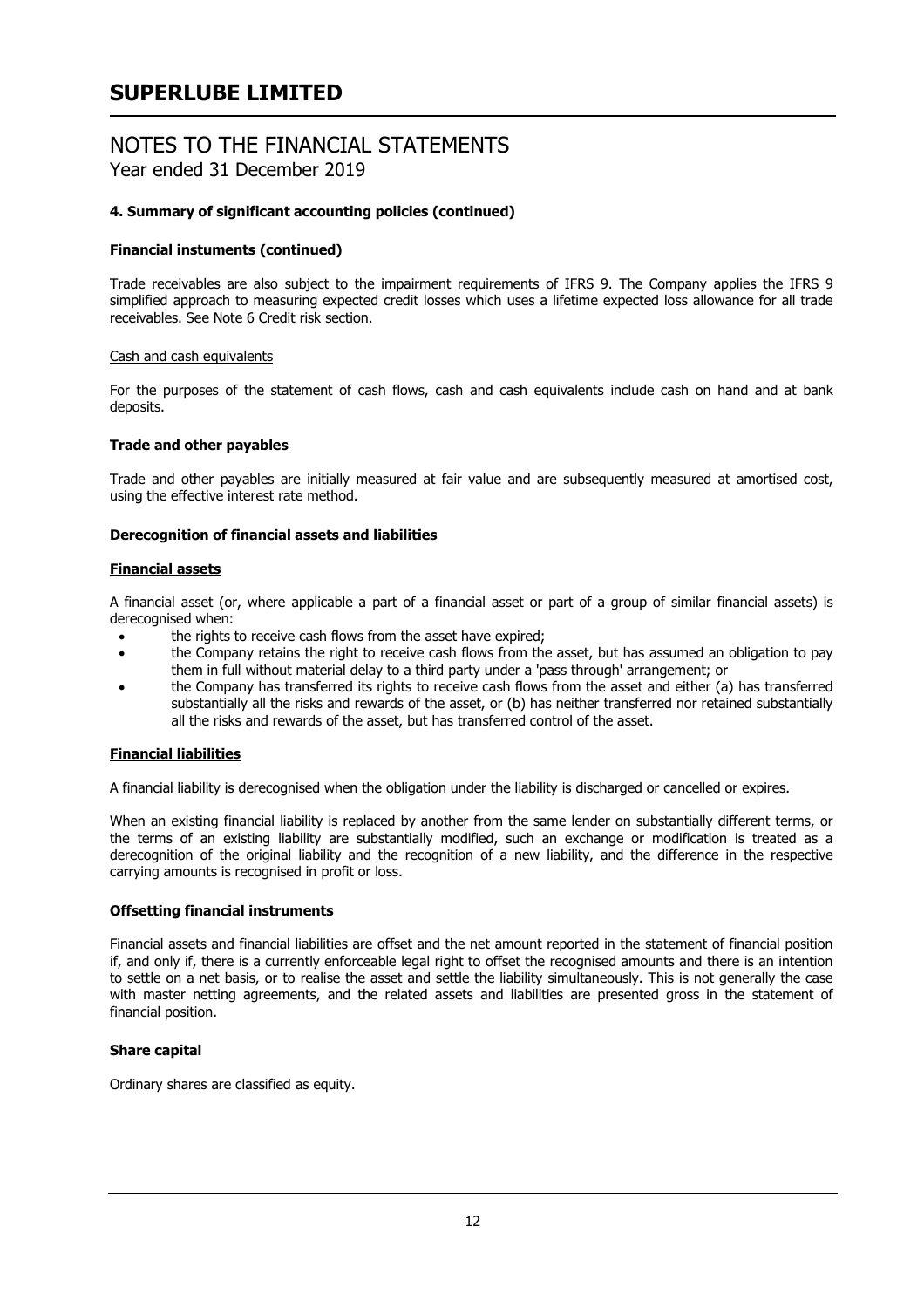# SUPERLUBE LIMITED

## NOTES TO THE FINANCIAL STATEMENTS
Year ended 31 December 2019

### 4. Summary of significant accounting policies (continued)

**Financial instuments (continued)**

Trade receivables are also subject to the impairment requirements of IFRS 9. The Company applies the IFRS 9 simplified approach to measuring expected credit losses which uses a lifetime expected loss allowance for all trade receivables. See Note 6 Credit risk section.

Cash and cash equivalents

For the purposes of the statement of cash flows, cash and cash equivalents include cash on hand and at bank deposits.

**Trade and other payables**

Trade and other payables are initially measured at fair value and are subsequently measured at amortised cost, using the effective interest rate method.

**Derecognition of financial assets and liabilities**

**Financial assets**

A financial asset (or, where applicable a part of a financial asset or part of a group of similar financial assets) is derecognised when:

- the rights to receive cash flows from the asset have expired;
- the Company retains the right to receive cash flows from the asset, but has assumed an obligation to pay them in full without material delay to a third party under a 'pass through' arrangement; or
- the Company has transferred its rights to receive cash flows from the asset and either (a) has transferred substantially all the risks and rewards of the asset, or (b) has neither transferred nor retained substantially all the risks and rewards of the asset, but has transferred control of the asset.

**Financial liabilities**

A financial liability is derecognised when the obligation under the liability is discharged or cancelled or expires.

When an existing financial liability is replaced by another from the same lender on substantially different terms, or the terms of an existing liability are substantially modified, such an exchange or modification is treated as a derecognition of the original liability and the recognition of a new liability, and the difference in the respective carrying amounts is recognised in profit or loss.

**Offsetting financial instruments**

Financial assets and financial liabilities are offset and the net amount reported in the statement of financial position if, and only if, there is a currently enforceable legal right to offset the recognised amounts and there is an intention to settle on a net basis, or to realise the asset and settle the liability simultaneously. This is not generally the case with master netting agreements, and the related assets and liabilities are presented gross in the statement of financial position.

**Share capital**

Ordinary shares are classified as equity.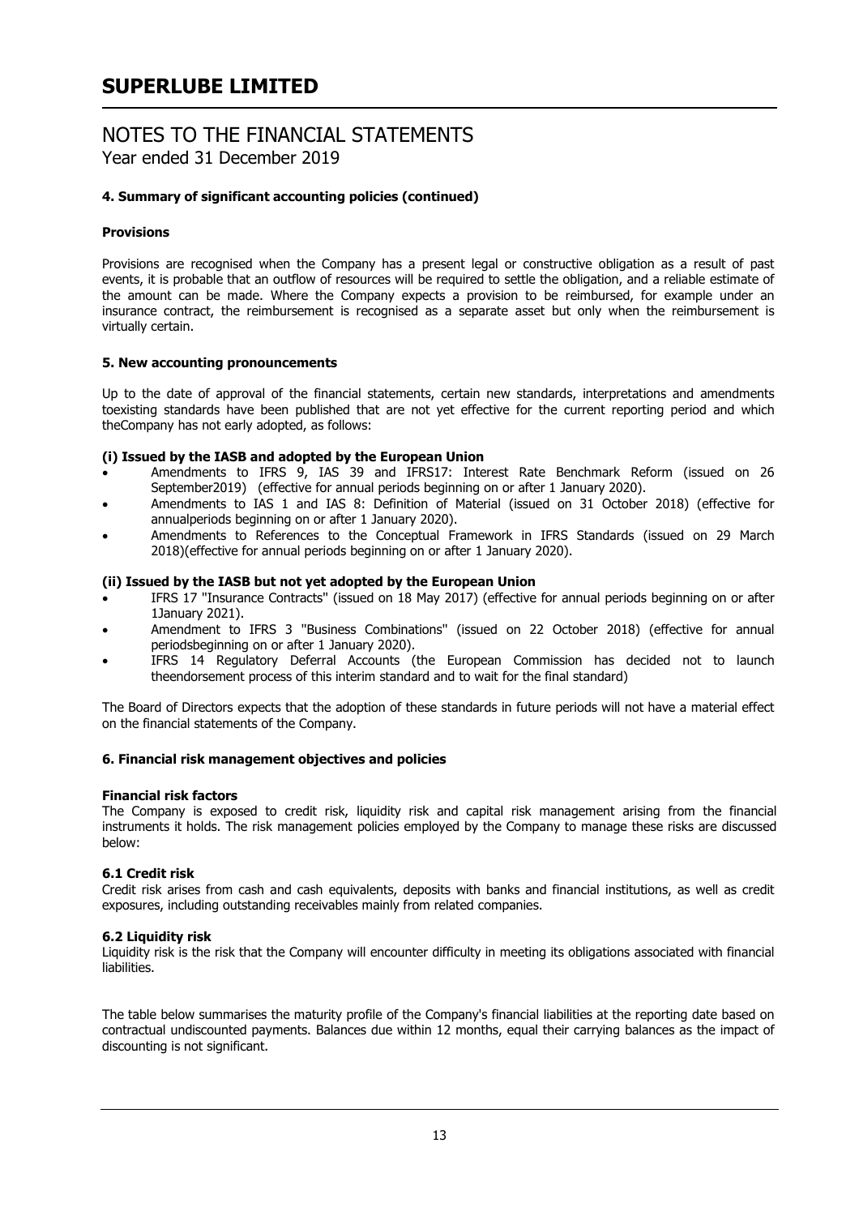# SUPERLUBE LIMITED

## NOTES TO THE FINANCIAL STATEMENTS

Year ended 31 December 2019

### 4. Summary of significant accounting policies (continued)

#### Provisions

Provisions are recognised when the Company has a present legal or constructive obligation as a result of past events, it is probable that an outflow of resources will be required to settle the obligation, and a reliable estimate of the amount can be made. Where the Company expects a provision to be reimbursed, for example under an insurance contract, the reimbursement is recognised as a separate asset but only when the reimbursement is virtually certain.

### 5. New accounting pronouncements

Up to the date of approval of the financial statements, certain new standards, interpretations and amendments toexisting standards have been published that are not yet effective for the current reporting period and which theCompany has not early adopted, as follows:

#### (i) Issued by the IASB and adopted by the European Union

- Amendments to IFRS 9, IAS 39 and IFRS17: Interest Rate Benchmark Reform (issued on 26 September2019) (effective for annual periods beginning on or after 1 January 2020).
- Amendments to IAS 1 and IAS 8: Definition of Material (issued on 31 October 2018) (effective for annualperiods beginning on or after 1 January 2020).
- Amendments to References to the Conceptual Framework in IFRS Standards (issued on 29 March 2018)(effective for annual periods beginning on or after 1 January 2020).

#### (ii) Issued by the IASB but not yet adopted by the European Union

- IFRS 17 "Insurance Contracts" (issued on 18 May 2017) (effective for annual periods beginning on or after 1January 2021).
- Amendment to IFRS 3 "Business Combinations" (issued on 22 October 2018) (effective for annual periodsbeginning on or after 1 January 2020).
- IFRS 14 Regulatory Deferral Accounts (the European Commission has decided not to launch theendorsement process of this interim standard and to wait for the final standard)

The Board of Directors expects that the adoption of these standards in future periods will not have a material effect on the financial statements of the Company.

### 6. Financial risk management objectives and policies

#### Financial risk factors

The Company is exposed to credit risk, liquidity risk and capital risk management arising from the financial instruments it holds. The risk management policies employed by the Company to manage these risks are discussed below:

#### 6.1 Credit risk

Credit risk arises from cash and cash equivalents, deposits with banks and financial institutions, as well as credit exposures, including outstanding receivables mainly from related companies.

#### 6.2 Liquidity risk

Liquidity risk is the risk that the Company will encounter difficulty in meeting its obligations associated with financial liabilities.

The table below summarises the maturity profile of the Company's financial liabilities at the reporting date based on contractual undiscounted payments. Balances due within 12 months, equal their carrying balances as the impact of discounting is not significant.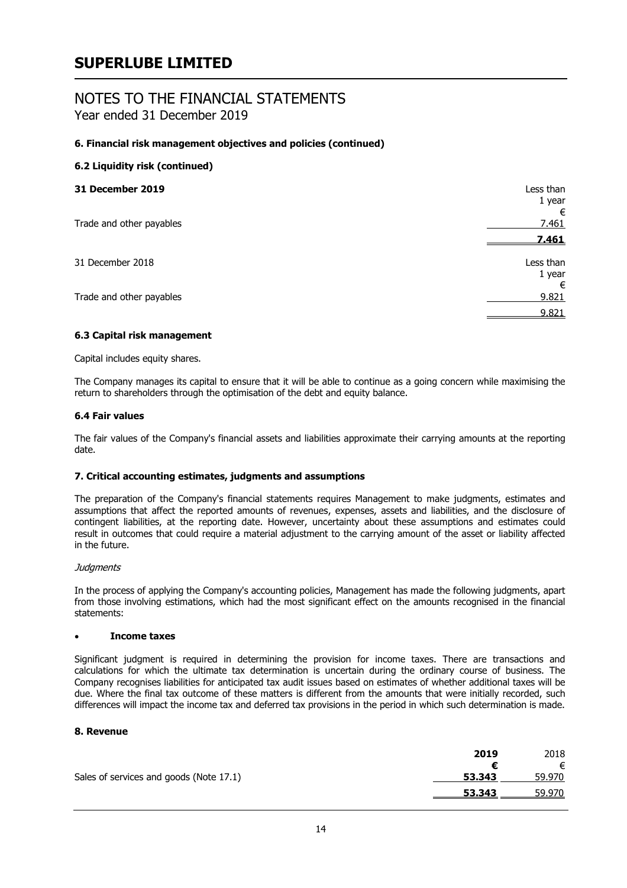# SUPERLUBE LIMITED

## NOTES TO THE FINANCIAL STATEMENTS
Year ended 31 December 2019

### 6. Financial risk management objectives and policies (continued)

#### 6.2 Liquidity risk (continued)

| **31 December 2019** | Less than 1 year € |
|---|---|
| Trade and other payables | 7.461 |
| | **7.461** |

| 31 December 2018 | Less than 1 year € |
|---|---|
| Trade and other payables | 9.821 |
| | 9.821 |

#### 6.3 Capital risk management

Capital includes equity shares.

The Company manages its capital to ensure that it will be able to continue as a going concern while maximising the return to shareholders through the optimisation of the debt and equity balance.

#### 6.4 Fair values

The fair values of the Company's financial assets and liabilities approximate their carrying amounts at the reporting date.

### 7. Critical accounting estimates, judgments and assumptions

The preparation of the Company's financial statements requires Management to make judgments, estimates and assumptions that affect the reported amounts of revenues, expenses, assets and liabilities, and the disclosure of contingent liabilities, at the reporting date. However, uncertainty about these assumptions and estimates could result in outcomes that could require a material adjustment to the carrying amount of the asset or liability affected in the future.

*Judgments*

In the process of applying the Company's accounting policies, Management has made the following judgments, apart from those involving estimations, which had the most significant effect on the amounts recognised in the financial statements:

- **Income taxes**

Significant judgment is required in determining the provision for income taxes. There are transactions and calculations for which the ultimate tax determination is uncertain during the ordinary course of business. The Company recognises liabilities for anticipated tax audit issues based on estimates of whether additional taxes will be due. Where the final tax outcome of these matters is different from the amounts that were initially recorded, such differences will impact the income tax and deferred tax provisions in the period in which such determination is made.

### 8. Revenue

| | **2019 €** | 2018 € |
|---|---|---|
| Sales of services and goods (Note 17.1) | **53.343** | 59.970 |
| | **53.343** | 59.970 |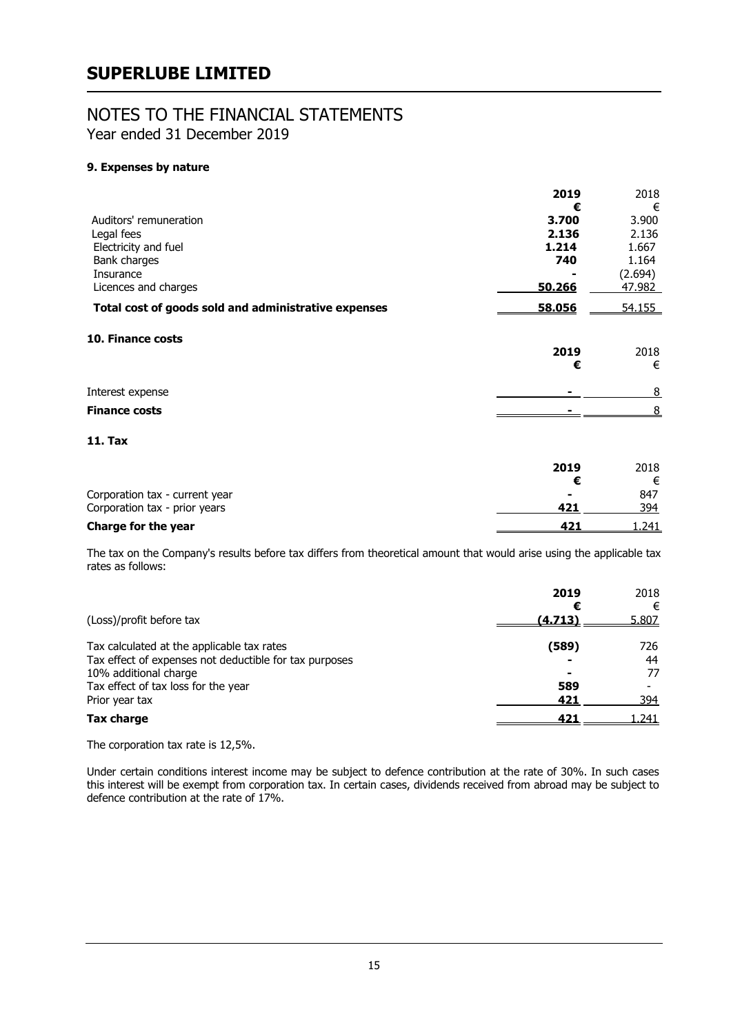# SUPERLUBE LIMITED

## NOTES TO THE FINANCIAL STATEMENTS
Year ended 31 December 2019

### 9. Expenses by nature

| | **2019** | 2018 |
|---|---|---|
| | **€** | € |
| Auditors' remuneration | **3.700** | 3.900 |
| Legal fees | **2.136** | 2.136 |
| Electricity and fuel | **1.214** | 1.667 |
| Bank charges | **740** | 1.164 |
| Insurance | **-** | (2.694) |
| Licences and charges | **50.266** | 47.982 |
| **Total cost of goods sold and administrative expenses** | **58.056** | 54.155 |

### 10. Finance costs

| | **2019** | 2018 |
|---|---|---|
| | **€** | € |
| Interest expense | **-** | 8 |
| **Finance costs** | **-** | 8 |

### 11. Tax

| | **2019** | 2018 |
|---|---|---|
| | **€** | € |
| Corporation tax - current year | **-** | 847 |
| Corporation tax - prior years | **421** | 394 |
| **Charge for the year** | **421** | 1.241 |

The tax on the Company's results before tax differs from theoretical amount that would arise using the applicable tax rates as follows:

| | **2019** | 2018 |
|---|---|---|
| | **€** | € |
| (Loss)/profit before tax | **(4.713)** | 5.807 |
| Tax calculated at the applicable tax rates | **(589)** | 726 |
| Tax effect of expenses not deductible for tax purposes | **-** | 44 |
| 10% additional charge | **-** | 77 |
| Tax effect of tax loss for the year | **589** | - |
| Prior year tax | **421** | 394 |
| **Tax charge** | **421** | 1.241 |

The corporation tax rate is 12,5%.

Under certain conditions interest income may be subject to defence contribution at the rate of 30%. In such cases this interest will be exempt from corporation tax. In certain cases, dividends received from abroad may be subject to defence contribution at the rate of 17%.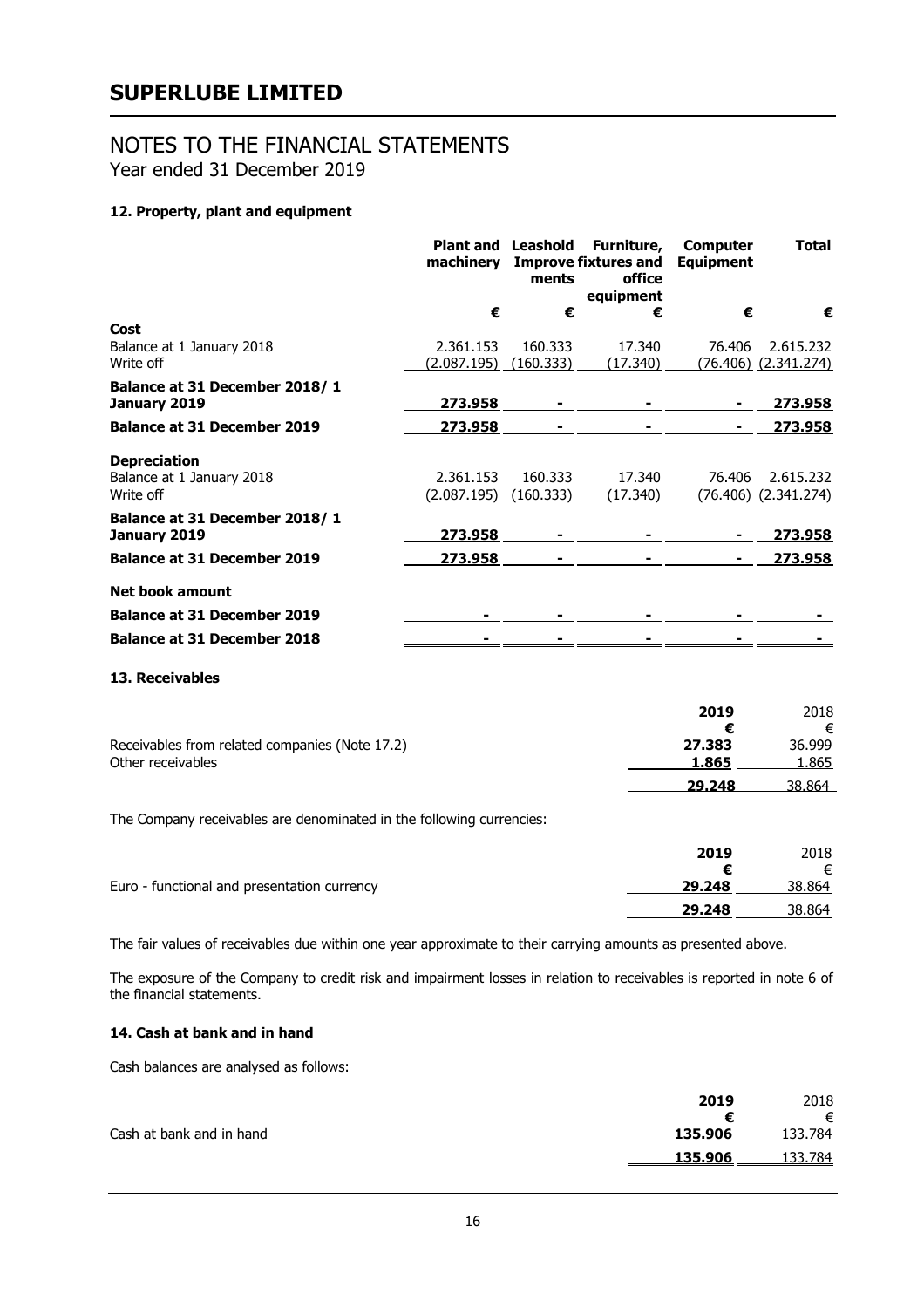# SUPERLUBE LIMITED

## NOTES TO THE FINANCIAL STATEMENTS

Year ended 31 December 2019

### 12. Property, plant and equipment

| | Plant and machinery | Leasehold Improvements | Furniture, fixtures and office equipment | Computer Equipment | Total |
|---|---|---|---|---|---|
| | € | € | € | € | € |
| **Cost** | | | | | |
| Balance at 1 January 2018 | 2.361.153 | 160.333 | 17.340 | 76.406 | 2.615.232 |
| Write off | (2.087.195) | (160.333) | (17.340) | (76.406) | (2.341.274) |
| **Balance at 31 December 2018/ 1 January 2019** | **273.958** | **-** | **-** | **-** | **273.958** |
| **Balance at 31 December 2019** | **273.958** | **-** | **-** | **-** | **273.958** |
| **Depreciation** | | | | | |
| Balance at 1 January 2018 | 2.361.153 | 160.333 | 17.340 | 76.406 | 2.615.232 |
| Write off | (2.087.195) | (160.333) | (17.340) | (76.406) | (2.341.274) |
| **Balance at 31 December 2018/ 1 January 2019** | **273.958** | **-** | **-** | **-** | **273.958** |
| **Balance at 31 December 2019** | **273.958** | **-** | **-** | **-** | **273.958** |
| **Net book amount** | | | | | |
| **Balance at 31 December 2019** | **-** | **-** | **-** | **-** | **-** |
| **Balance at 31 December 2018** | **-** | **-** | **-** | **-** | **-** |

### 13. Receivables

| | 2019 | 2018 |
|---|---|---|
| | € | € |
| Receivables from related companies (Note 17.2) | 27.383 | 36.999 |
| Other receivables | 1.865 | 1.865 |
| | **29.248** | 38.864 |

The Company receivables are denominated in the following currencies:

| | 2019 | 2018 |
|---|---|---|
| | € | € |
| Euro - functional and presentation currency | 29.248 | 38.864 |
| | **29.248** | 38.864 |

The fair values of receivables due within one year approximate to their carrying amounts as presented above.

The exposure of the Company to credit risk and impairment losses in relation to receivables is reported in note 6 of the financial statements.

### 14. Cash at bank and in hand

Cash balances are analysed as follows:

| | 2019 | 2018 |
|---|---|---|
| | € | € |
| Cash at bank and in hand | 135.906 | 133.784 |
| | **135.906** | 133.784 |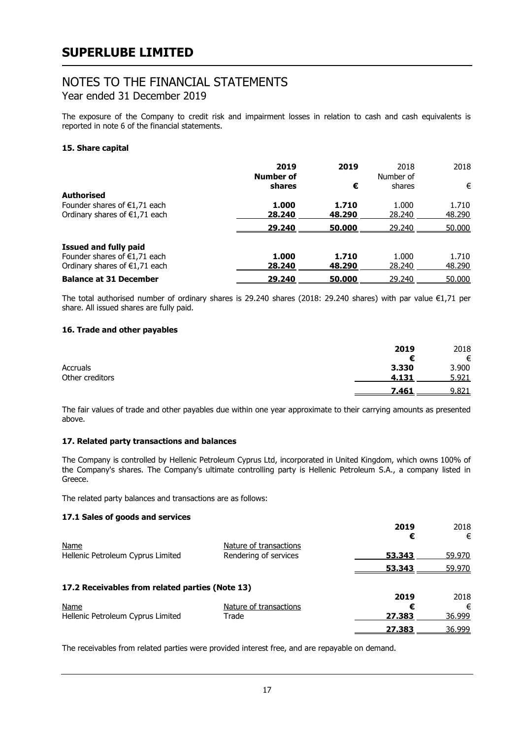# SUPERLUBE LIMITED

## NOTES TO THE FINANCIAL STATEMENTS

Year ended 31 December 2019

The exposure of the Company to credit risk and impairment losses in relation to cash and cash equivalents is reported in note 6 of the financial statements.

### 15. Share capital

| | **2019** | **2019** | 2018 | 2018 |
|---|---|---|---|---|
| | **Number of shares** | **€** | Number of shares | € |
| **Authorised** | | | | |
| Founder shares of €1,71 each | **1.000** | **1.710** | 1.000 | 1.710 |
| Ordinary shares of €1,71 each | **28.240** | **48.290** | 28.240 | 48.290 |
| | **29.240** | **50.000** | 29.240 | 50.000 |
| **Issued and fully paid** | | | | |
| Founder shares of €1,71 each | **1.000** | **1.710** | 1.000 | 1.710 |
| Ordinary shares of €1,71 each | **28.240** | **48.290** | 28.240 | 48.290 |
| **Balance at 31 December** | **29.240** | **50.000** | 29.240 | 50.000 |

The total authorised number of ordinary shares is 29.240 shares (2018: 29.240 shares) with par value €1,71 per share. All issued shares are fully paid.

### 16. Trade and other payables

| | **2019** | 2018 |
|---|---|---|
| | **€** | € |
| Accruals | **3.330** | 3.900 |
| Other creditors | **4.131** | 5.921 |
| | **7.461** | 9.821 |

The fair values of trade and other payables due within one year approximate to their carrying amounts as presented above.

### 17. Related party transactions and balances

The Company is controlled by Hellenic Petroleum Cyprus Ltd, incorporated in United Kingdom, which owns 100% of the Company's shares. The Company's ultimate controlling party is Hellenic Petroleum S.A., a company listed in Greece.

The related party balances and transactions are as follows:

#### 17.1 Sales of goods and services

| Name | Nature of transactions | **2019** **€** | 2018 € |
|---|---|---|---|
| Hellenic Petroleum Cyprus Limited | Rendering of services | **53.343** | 59.970 |
| | | **53.343** | 59.970 |

#### 17.2 Receivables from related parties (Note 13)

| Name | Nature of transactions | **2019** **€** | 2018 € |
|---|---|---|---|
| Hellenic Petroleum Cyprus Limited | Trade | **27.383** | 36.999 |
| | | **27.383** | 36.999 |

The receivables from related parties were provided interest free, and are repayable on demand.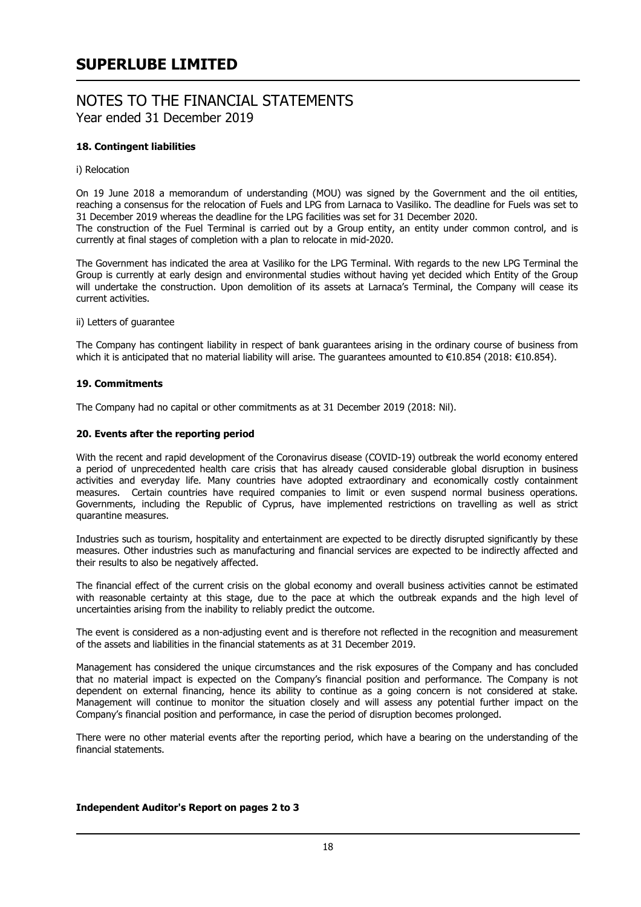# SUPERLUBE LIMITED

## NOTES TO THE FINANCIAL STATEMENTS
Year ended 31 December 2019

### 18. Contingent liabilities

i) Relocation

On 19 June 2018 a memorandum of understanding (MOU) was signed by the Government and the oil entities, reaching a consensus for the relocation of Fuels and LPG from Larnaca to Vasiliko. The deadline for Fuels was set to 31 December 2019 whereas the deadline for the LPG facilities was set for 31 December 2020.
The construction of the Fuel Terminal is carried out by a Group entity, an entity under common control, and is currently at final stages of completion with a plan to relocate in mid-2020.

The Government has indicated the area at Vasiliko for the LPG Terminal. With regards to the new LPG Terminal the Group is currently at early design and environmental studies without having yet decided which Entity of the Group will undertake the construction. Upon demolition of its assets at Larnaca's Terminal, the Company will cease its current activities.

ii) Letters of guarantee

The Company has contingent liability in respect of bank guarantees arising in the ordinary course of business from which it is anticipated that no material liability will arise. The guarantees amounted to €10.854 (2018: €10.854).

### 19. Commitments

The Company had no capital or other commitments as at 31 December 2019 (2018: Nil).

### 20. Events after the reporting period

With the recent and rapid development of the Coronavirus disease (COVID-19) outbreak the world economy entered a period of unprecedented health care crisis that has already caused considerable global disruption in business activities and everyday life. Many countries have adopted extraordinary and economically costly containment measures. Certain countries have required companies to limit or even suspend normal business operations. Governments, including the Republic of Cyprus, have implemented restrictions on travelling as well as strict quarantine measures.

Industries such as tourism, hospitality and entertainment are expected to be directly disrupted significantly by these measures. Other industries such as manufacturing and financial services are expected to be indirectly affected and their results to also be negatively affected.

The financial effect of the current crisis on the global economy and overall business activities cannot be estimated with reasonable certainty at this stage, due to the pace at which the outbreak expands and the high level of uncertainties arising from the inability to reliably predict the outcome.

The event is considered as a non-adjusting event and is therefore not reflected in the recognition and measurement of the assets and liabilities in the financial statements as at 31 December 2019.

Management has considered the unique circumstances and the risk exposures of the Company and has concluded that no material impact is expected on the Company's financial position and performance. The Company is not dependent on external financing, hence its ability to continue as a going concern is not considered at stake. Management will continue to monitor the situation closely and will assess any potential further impact on the Company's financial position and performance, in case the period of disruption becomes prolonged.

There were no other material events after the reporting period, which have a bearing on the understanding of the financial statements.

**Independent Auditor's Report on pages 2 to 3**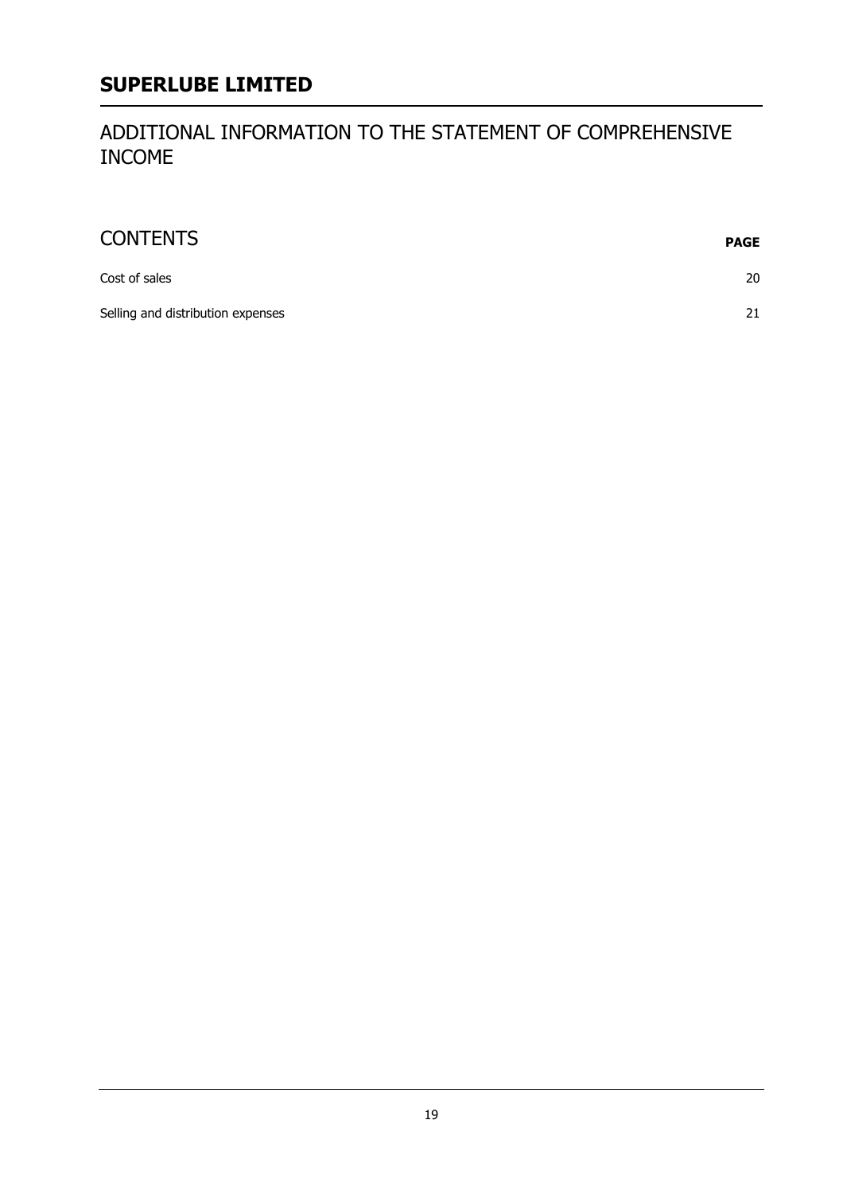# SUPERLUBE LIMITED

## ADDITIONAL INFORMATION TO THE STATEMENT OF COMPREHENSIVE INCOME

## CONTENTS

| | PAGE |
|---|---|
| Cost of sales | 20 |
| Selling and distribution expenses | 21 |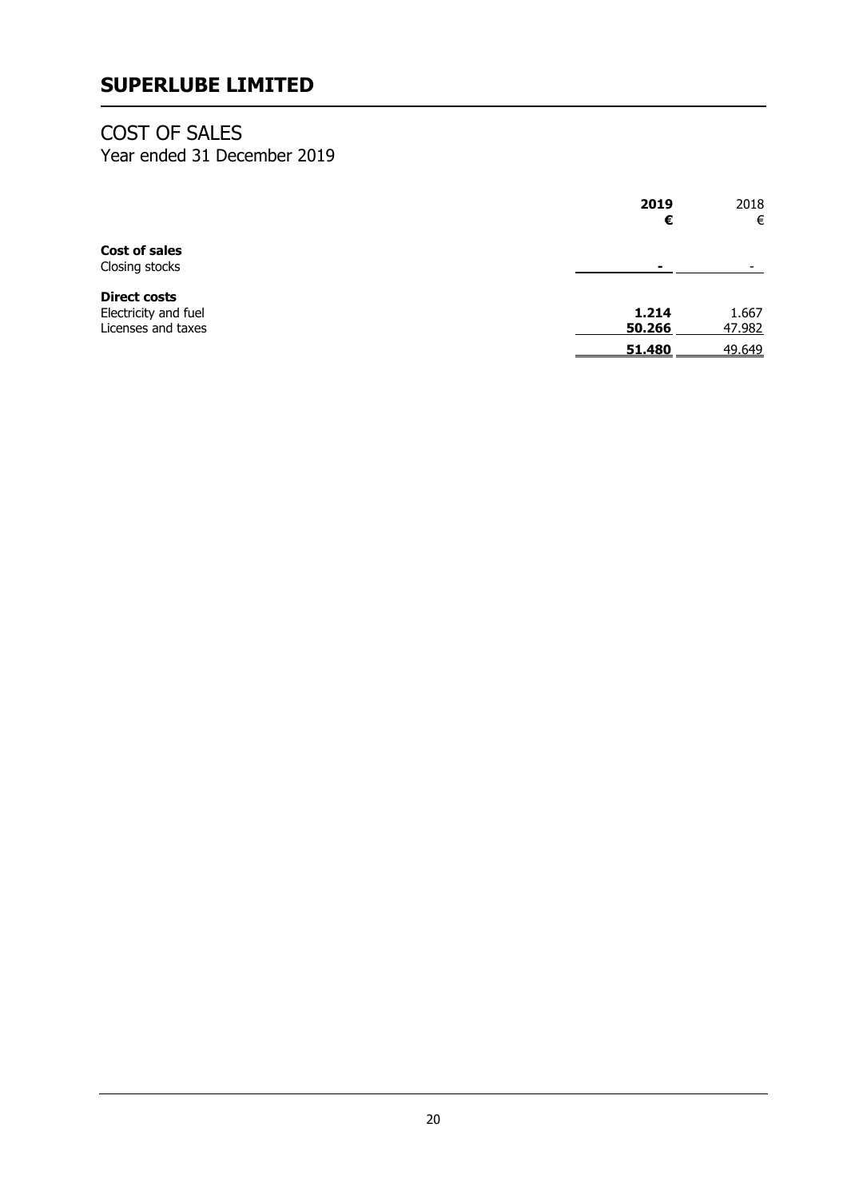# SUPERLUBE LIMITED

## COST OF SALES

Year ended 31 December 2019

| | 2019 | 2018 |
|---|---|---|
| | **€** | € |
| **Cost of sales** | | |
| Closing stocks | **-** | - |
| **Direct costs** | | |
| Electricity and fuel | **1.214** | 1.667 |
| Licenses and taxes | **50.266** | 47.982 |
| | **51.480** | 49.649 |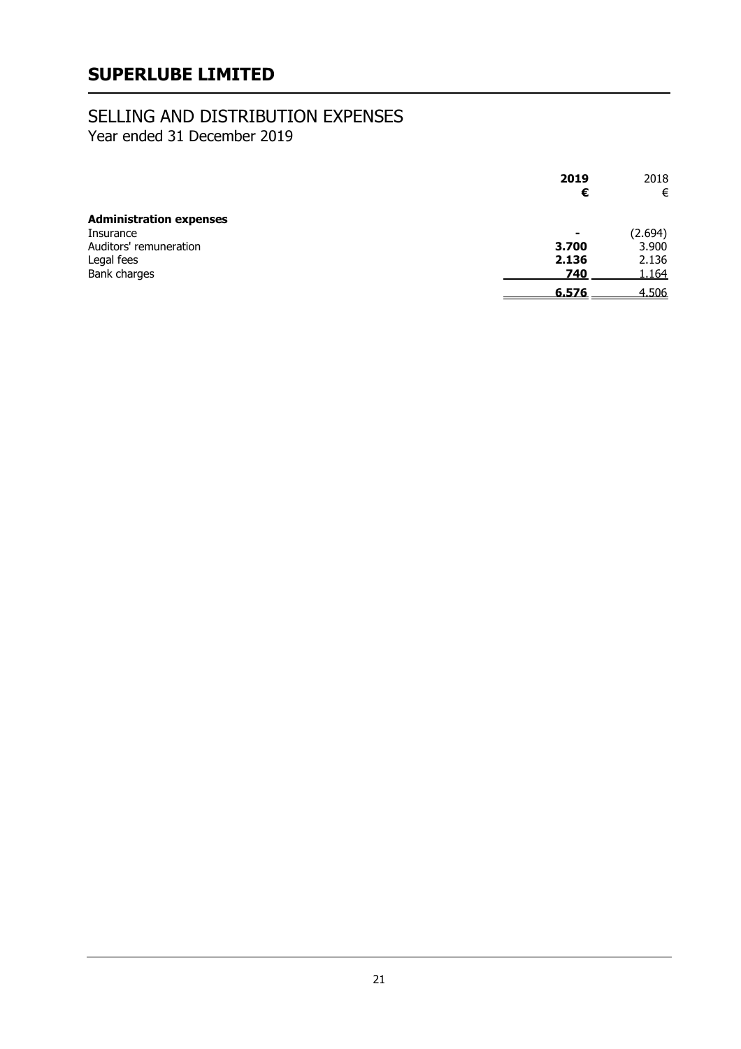# SUPERLUBE LIMITED

## SELLING AND DISTRIBUTION EXPENSES

Year ended 31 December 2019

| | 2019 | 2018 |
|---|---|---|
| | **€** | € |
| **Administration expenses** | | |
| Insurance | - | (2.694) |
| Auditors' remuneration | **3.700** | 3.900 |
| Legal fees | **2.136** | 2.136 |
| Bank charges | **740** | 1.164 |
| | **6.576** | 4.506 |